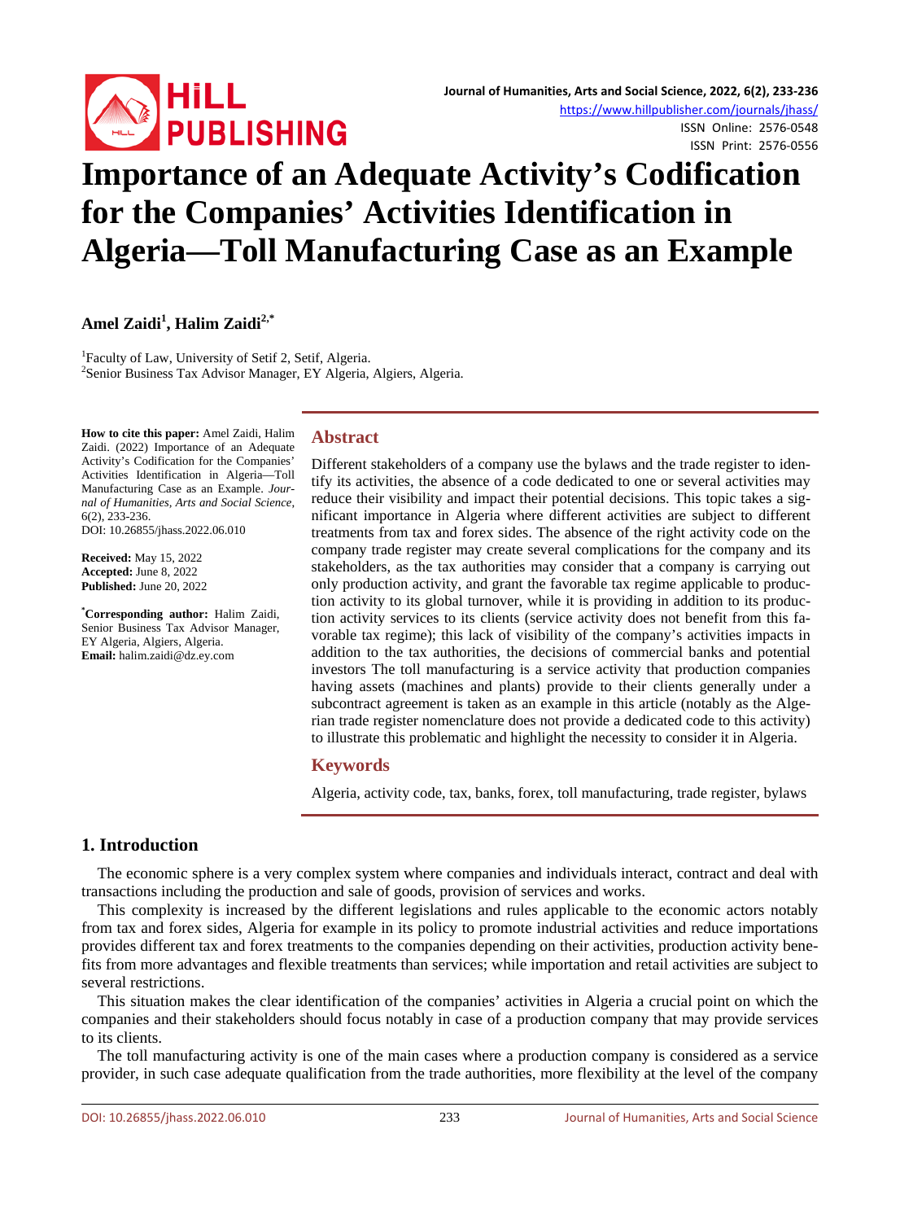# Importance of an Adequate Activity's Codification for the Companies' Activities Identification in Algeria—Toll Manufacturing Case as an Example

**Amel Zaidi[1], Halim Zaidi[2,*]**

[1]Faculty of Law, University of Setif 2, Setif, Algeria.
[2]Senior Business Tax Advisor Manager, EY Algeria, Algiers, Algeria.

**How to cite this paper:** Amel Zaidi, Halim Zaidi. (2022) Importance of an Adequate Activity's Codification for the Companies' Activities Identification in Algeria—Toll Manufacturing Case as an Example. *Journal of Humanities, Arts and Social Science*, 6(2), 233-236.
DOI: 10.26855/jhass.2022.06.010

**Received:** May 15, 2022
**Accepted:** June 8, 2022
**Published:** June 20, 2022

**[*]Corresponding author:** Halim Zaidi, Senior Business Tax Advisor Manager, EY Algeria, Algiers, Algeria.
**Email:** halim.zaidi@dz.ey.com

## Abstract

Different stakeholders of a company use the bylaws and the trade register to identify its activities, the absence of a code dedicated to one or several activities may reduce their visibility and impact their potential decisions. This topic takes a significant importance in Algeria where different activities are subject to different treatments from tax and forex sides. The absence of the right activity code on the company trade register may create several complications for the company and its stakeholders, as the tax authorities may consider that a company is carrying out only production activity, and grant the favorable tax regime applicable to production activity to its global turnover, while it is providing in addition to its production activity services to its clients (service activity does not benefit from this favorable tax regime); this lack of visibility of the company's activities impacts in addition to the tax authorities, the decisions of commercial banks and potential investors The toll manufacturing is a service activity that production companies having assets (machines and plants) provide to their clients generally under a subcontract agreement is taken as an example in this article (notably as the Algerian trade register nomenclature does not provide a dedicated code to this activity) to illustrate this problematic and highlight the necessity to consider it in Algeria.

## Keywords

Algeria, activity code, tax, banks, forex, toll manufacturing, trade register, bylaws

## 1. Introduction

The economic sphere is a very complex system where companies and individuals interact, contract and deal with transactions including the production and sale of goods, provision of services and works.

This complexity is increased by the different legislations and rules applicable to the economic actors notably from tax and forex sides, Algeria for example in its policy to promote industrial activities and reduce importations provides different tax and forex treatments to the companies depending on their activities, production activity benefits from more advantages and flexible treatments than services; while importation and retail activities are subject to several restrictions.

This situation makes the clear identification of the companies' activities in Algeria a crucial point on which the companies and their stakeholders should focus notably in case of a production company that may provide services to its clients.

The toll manufacturing activity is one of the main cases where a production company is considered as a service provider, in such case adequate qualification from the trade authorities, more flexibility at the level of the company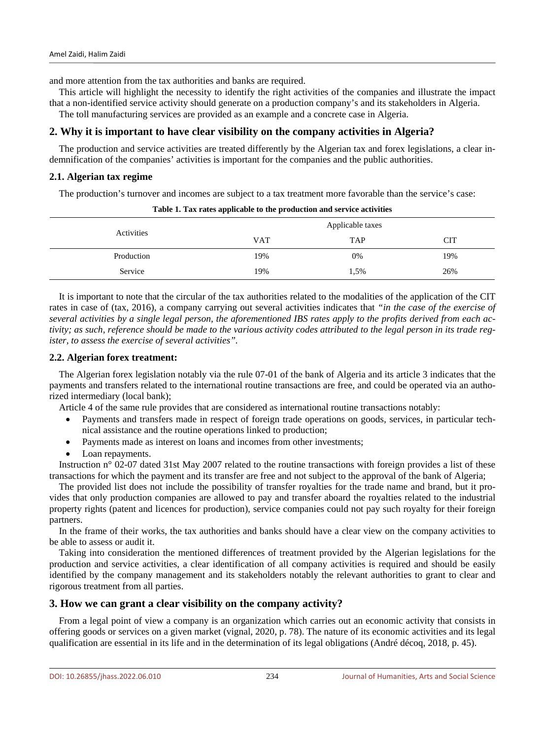and more attention from the tax authorities and banks are required.

This article will highlight the necessity to identify the right activities of the companies and illustrate the impact that a non-identified service activity should generate on a production company's and its stakeholders in Algeria.

The toll manufacturing services are provided as an example and a concrete case in Algeria.

## 2. Why it is important to have clear visibility on the company activities in Algeria?

The production and service activities are treated differently by the Algerian tax and forex legislations, a clear indemnification of the companies' activities is important for the companies and the public authorities.

### 2.1. Algerian tax regime

The production's turnover and incomes are subject to a tax treatment more favorable than the service's case:

**Table 1. Tax rates applicable to the production and service activities**

| Activities | Applicable taxes | | |
|---|---|---|---|
| | VAT | TAP | CIT |
| Production | 19% | 0% | 19% |
| Service | 19% | 1,5% | 26% |

It is important to note that the circular of the tax authorities related to the modalities of the application of the CIT rates in case of (tax, 2016), a company carrying out several activities indicates that *"in the case of the exercise of several activities by a single legal person, the aforementioned IBS rates apply to the profits derived from each activity; as such, reference should be made to the various activity codes attributed to the legal person in its trade register, to assess the exercise of several activities"*.

### 2.2. Algerian forex treatment:

The Algerian forex legislation notably via the rule 07-01 of the bank of Algeria and its article 3 indicates that the payments and transfers related to the international routine transactions are free, and could be operated via an authorized intermediary (local bank);

Article 4 of the same rule provides that are considered as international routine transactions notably:

- Payments and transfers made in respect of foreign trade operations on goods, services, in particular technical assistance and the routine operations linked to production;
- Payments made as interest on loans and incomes from other investments;
- Loan repayments.

Instruction n° 02-07 dated 31st May 2007 related to the routine transactions with foreign provides a list of these transactions for which the payment and its transfer are free and not subject to the approval of the bank of Algeria;

The provided list does not include the possibility of transfer royalties for the trade name and brand, but it provides that only production companies are allowed to pay and transfer aboard the royalties related to the industrial property rights (patent and licences for production), service companies could not pay such royalty for their foreign partners.

In the frame of their works, the tax authorities and banks should have a clear view on the company activities to be able to assess or audit it.

Taking into consideration the mentioned differences of treatment provided by the Algerian legislations for the production and service activities, a clear identification of all company activities is required and should be easily identified by the company management and its stakeholders notably the relevant authorities to grant to clear and rigorous treatment from all parties.

## 3. How we can grant a clear visibility on the company activity?

From a legal point of view a company is an organization which carries out an economic activity that consists in offering goods or services on a given market (vignal, 2020, p. 78). The nature of its economic activities and its legal qualification are essential in its life and in the determination of its legal obligations (André décoq, 2018, p. 45).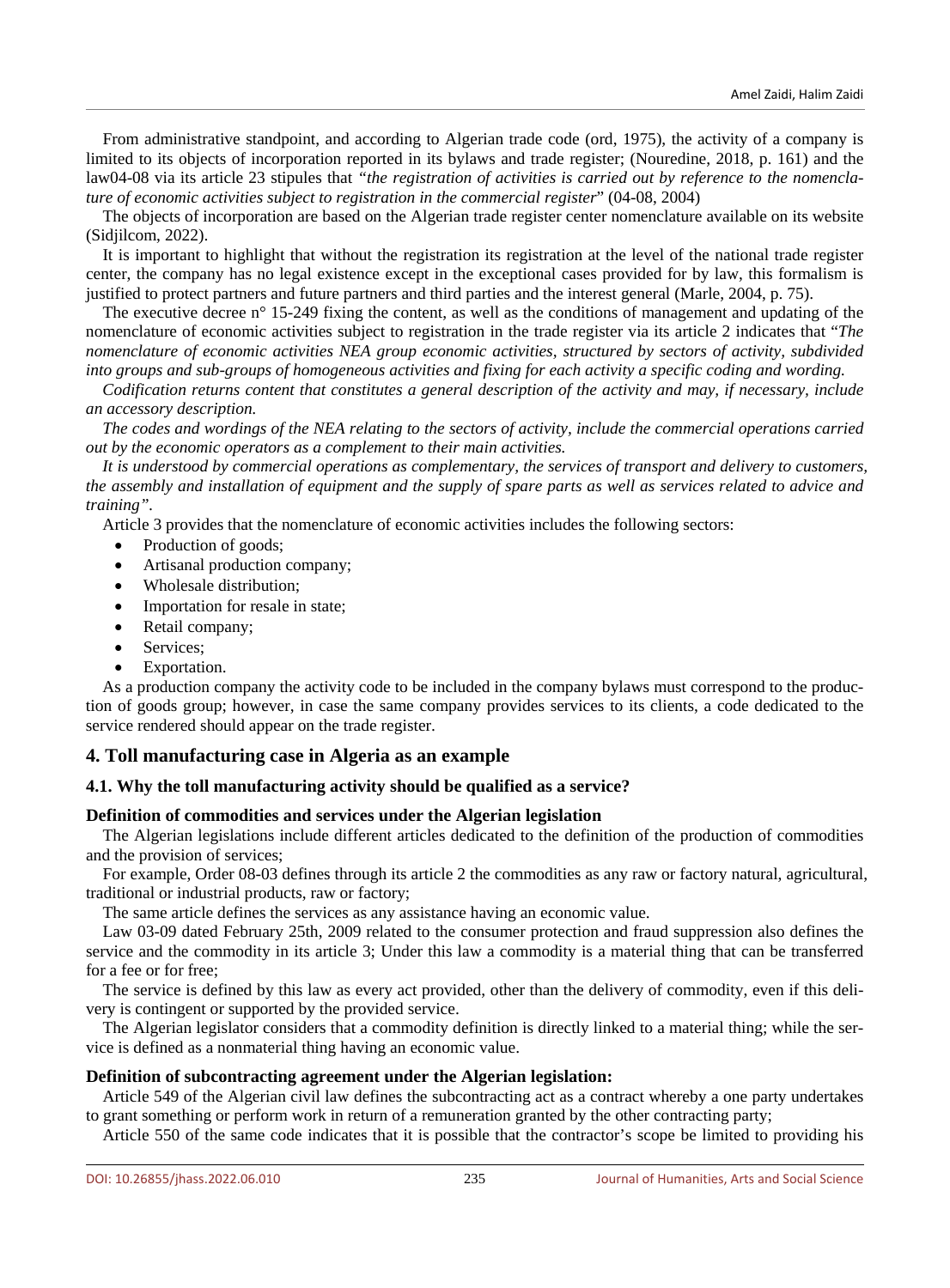From administrative standpoint, and according to Algerian trade code (ord, 1975), the activity of a company is limited to its objects of incorporation reported in its bylaws and trade register; (Nouredine, 2018, p. 161) and the law04-08 via its article 23 stipules that *"the registration of activities is carried out by reference to the nomenclature of economic activities subject to registration in the commercial register*" (04-08, 2004)

The objects of incorporation are based on the Algerian trade register center nomenclature available on its website (Sidjilcom, 2022).

It is important to highlight that without the registration its registration at the level of the national trade register center, the company has no legal existence except in the exceptional cases provided for by law, this formalism is justified to protect partners and future partners and third parties and the interest general (Marle, 2004, p. 75).

The executive decree n° 15-249 fixing the content, as well as the conditions of management and updating of the nomenclature of economic activities subject to registration in the trade register via its article 2 indicates that "*The nomenclature of economic activities NEA group economic activities, structured by sectors of activity, subdivided into groups and sub-groups of homogeneous activities and fixing for each activity a specific coding and wording.*

*Codification returns content that constitutes a general description of the activity and may, if necessary, include an accessory description.*

*The codes and wordings of the NEA relating to the sectors of activity, include the commercial operations carried out by the economic operators as a complement to their main activities.*

*It is understood by commercial operations as complementary, the services of transport and delivery to customers, the assembly and installation of equipment and the supply of spare parts as well as services related to advice and training"*.

Article 3 provides that the nomenclature of economic activities includes the following sectors:

- Production of goods;
- Artisanal production company;
- Wholesale distribution;
- Importation for resale in state;
- Retail company;
- Services;
- Exportation.

As a production company the activity code to be included in the company bylaws must correspond to the production of goods group; however, in case the same company provides services to its clients, a code dedicated to the service rendered should appear on the trade register.

## 4. Toll manufacturing case in Algeria as an example

### 4.1. Why the toll manufacturing activity should be qualified as a service?

**Definition of commodities and services under the Algerian legislation**

The Algerian legislations include different articles dedicated to the definition of the production of commodities and the provision of services;

For example, Order 08-03 defines through its article 2 the commodities as any raw or factory natural, agricultural, traditional or industrial products, raw or factory;

The same article defines the services as any assistance having an economic value.

Law 03-09 dated February 25th, 2009 related to the consumer protection and fraud suppression also defines the service and the commodity in its article 3; Under this law a commodity is a material thing that can be transferred for a fee or for free;

The service is defined by this law as every act provided, other than the delivery of commodity, even if this delivery is contingent or supported by the provided service.

The Algerian legislator considers that a commodity definition is directly linked to a material thing; while the service is defined as a nonmaterial thing having an economic value.

**Definition of subcontracting agreement under the Algerian legislation:**

Article 549 of the Algerian civil law defines the subcontracting act as a contract whereby a one party undertakes to grant something or perform work in return of a remuneration granted by the other contracting party;

Article 550 of the same code indicates that it is possible that the contractor's scope be limited to providing his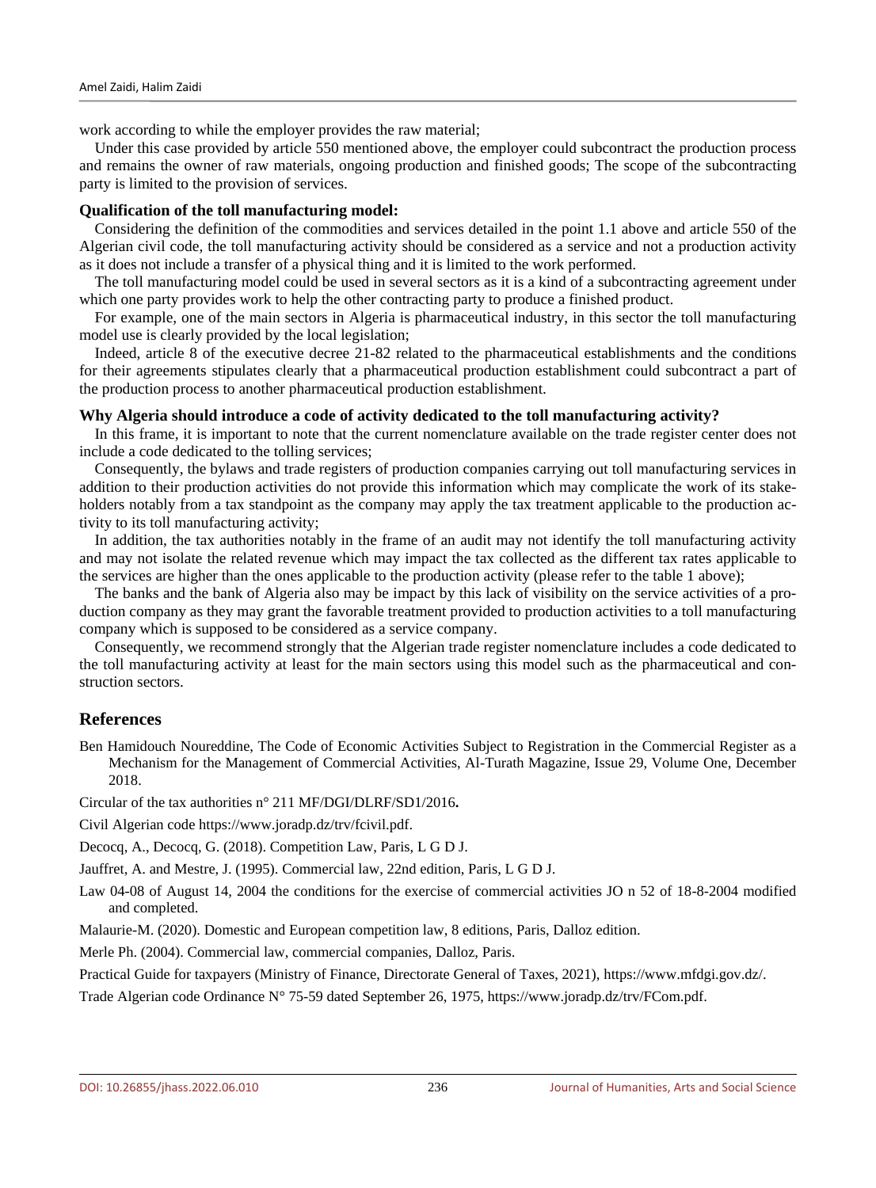work according to while the employer provides the raw material;

Under this case provided by article 550 mentioned above, the employer could subcontract the production process and remains the owner of raw materials, ongoing production and finished goods; The scope of the subcontracting party is limited to the provision of services.

**Qualification of the toll manufacturing model:**

Considering the definition of the commodities and services detailed in the point 1.1 above and article 550 of the Algerian civil code, the toll manufacturing activity should be considered as a service and not a production activity as it does not include a transfer of a physical thing and it is limited to the work performed.

The toll manufacturing model could be used in several sectors as it is a kind of a subcontracting agreement under which one party provides work to help the other contracting party to produce a finished product.

For example, one of the main sectors in Algeria is pharmaceutical industry, in this sector the toll manufacturing model use is clearly provided by the local legislation;

Indeed, article 8 of the executive decree 21-82 related to the pharmaceutical establishments and the conditions for their agreements stipulates clearly that a pharmaceutical production establishment could subcontract a part of the production process to another pharmaceutical production establishment.

**Why Algeria should introduce a code of activity dedicated to the toll manufacturing activity?**

In this frame, it is important to note that the current nomenclature available on the trade register center does not include a code dedicated to the tolling services;

Consequently, the bylaws and trade registers of production companies carrying out toll manufacturing services in addition to their production activities do not provide this information which may complicate the work of its stakeholders notably from a tax standpoint as the company may apply the tax treatment applicable to the production activity to its toll manufacturing activity;

In addition, the tax authorities notably in the frame of an audit may not identify the toll manufacturing activity and may not isolate the related revenue which may impact the tax collected as the different tax rates applicable to the services are higher than the ones applicable to the production activity (please refer to the table 1 above);

The banks and the bank of Algeria also may be impact by this lack of visibility on the service activities of a production company as they may grant the favorable treatment provided to production activities to a toll manufacturing company which is supposed to be considered as a service company.

Consequently, we recommend strongly that the Algerian trade register nomenclature includes a code dedicated to the toll manufacturing activity at least for the main sectors using this model such as the pharmaceutical and construction sectors.

## References

Ben Hamidouch Noureddine, The Code of Economic Activities Subject to Registration in the Commercial Register as a Mechanism for the Management of Commercial Activities, Al-Turath Magazine, Issue 29, Volume One, December 2018.

Circular of the tax authorities n° 211 MF/DGI/DLRF/SD1/2016**.**

Civil Algerian code https://www.joradp.dz/trv/fcivil.pdf.

Decocq, A., Decocq, G. (2018). Competition Law, Paris, L G D J.

Jauffret, A. and Mestre, J. (1995). Commercial law, 22nd edition, Paris, L G D J.

Law 04-08 of August 14, 2004 the conditions for the exercise of commercial activities JO n 52 of 18-8-2004 modified and completed.

Malaurie-M. (2020). Domestic and European competition law, 8 editions, Paris, Dalloz edition.

Merle Ph. (2004). Commercial law, commercial companies, Dalloz, Paris.

Practical Guide for taxpayers (Ministry of Finance, Directorate General of Taxes, 2021), https://www.mfdgi.gov.dz/.

Trade Algerian code Ordinance N° 75-59 dated September 26, 1975, https://www.joradp.dz/trv/FCom.pdf.